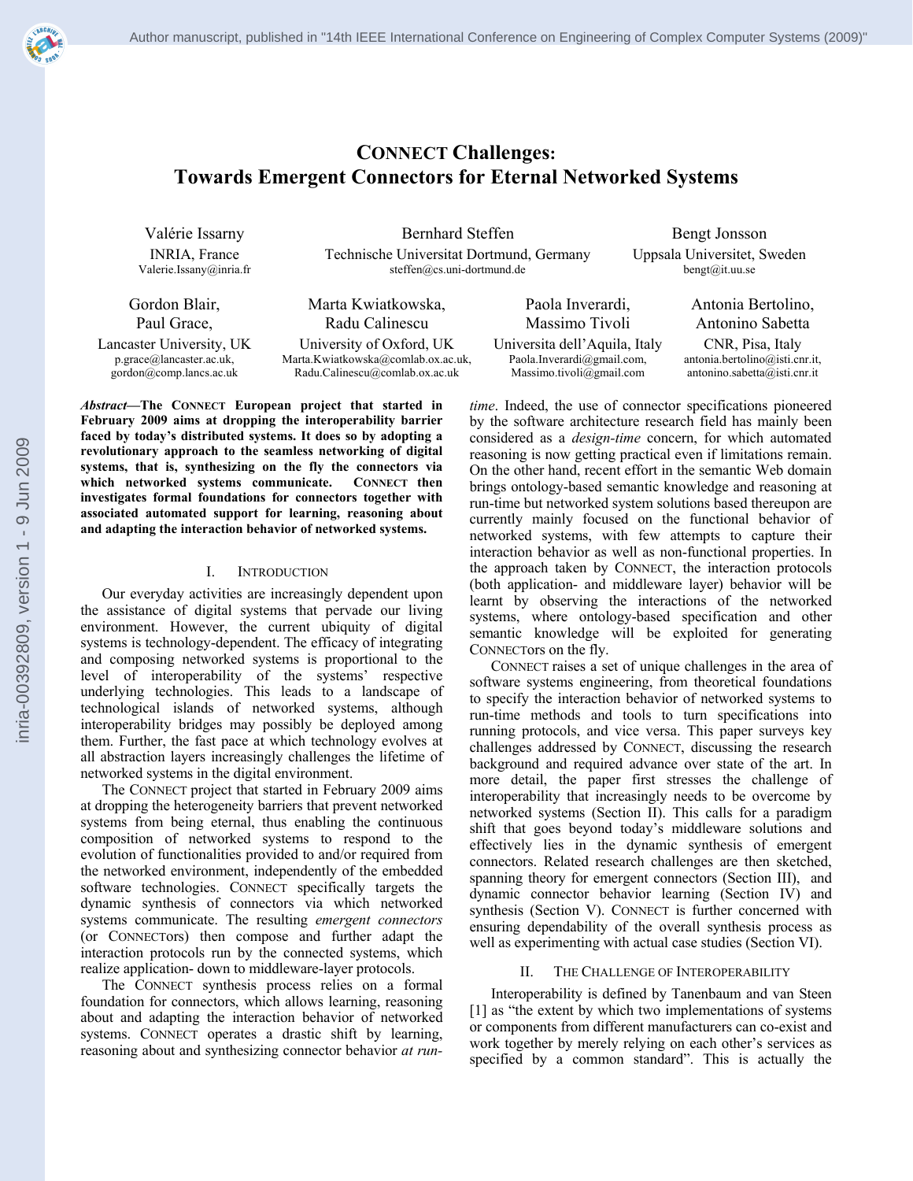# CONNECT Challenges: Towards Emergent Connectors for Eternal Networked Systems

Valérie Issarny
INRIA, France
Valerie.Issarny@inria.fr

Bernhard Steffen
Technische Universitat Dortmund, Germany
steffen@cs.uni-dortmund.de

Bengt Jonsson
Uppsala Universitet, Sweden
bengt@it.uu.se

Gordon Blair, Paul Grace,
Lancaster University, UK
p.grace@lancaster.ac.uk, gordon@comp.lancs.ac.uk

Marta Kwiatkowska, Radu Calinescu
University of Oxford, UK
Marta.Kwiatkowska@comlab.ox.ac.uk, Radu.Calinescu@comlab.ox.ac.uk

Paola Inverardi, Massimo Tivoli
Universita dell'Aquila, Italy
Paola.Inverardi@gmail.com, Massimo.tivoli@gmail.com

Antonia Bertolino, Antonino Sabetta
CNR, Pisa, Italy
antonia.bertolino@isti.cnr.it, antonino.sabetta@isti.cnr.it

***Abstract*—The CONNECT European project that started in February 2009 aims at dropping the interoperability barrier faced by today's distributed systems. It does so by adopting a revolutionary approach to the seamless networking of digital systems, that is, synthesizing on the fly the connectors via which networked systems communicate. CONNECT then investigates formal foundations for connectors together with associated automated support for learning, reasoning about and adapting the interaction behavior of networked systems.**

## I. INTRODUCTION

Our everyday activities are increasingly dependent upon the assistance of digital systems that pervade our living environment. However, the current ubiquity of digital systems is technology-dependent. The efficacy of integrating and composing networked systems is proportional to the level of interoperability of the systems' respective underlying technologies. This leads to a landscape of technological islands of networked systems, although interoperability bridges may possibly be deployed among them. Further, the fast pace at which technology evolves at all abstraction layers increasingly challenges the lifetime of networked systems in the digital environment.

The CONNECT project that started in February 2009 aims at dropping the heterogeneity barriers that prevent networked systems from being eternal, thus enabling the continuous composition of networked systems to respond to the evolution of functionalities provided to and/or required from the networked environment, independently of the embedded software technologies. CONNECT specifically targets the dynamic synthesis of connectors via which networked systems communicate. The resulting *emergent connectors* (or CONNECTors) then compose and further adapt the interaction protocols run by the connected systems, which realize application- down to middleware-layer protocols.

The CONNECT synthesis process relies on a formal foundation for connectors, which allows learning, reasoning about and adapting the interaction behavior of networked systems. CONNECT operates a drastic shift by learning, reasoning about and synthesizing connector behavior *at run-time*. Indeed, the use of connector specifications pioneered by the software architecture research field has mainly been considered as a *design-time* concern, for which automated reasoning is now getting practical even if limitations remain. On the other hand, recent effort in the semantic Web domain brings ontology-based semantic knowledge and reasoning at run-time but networked system solutions based thereupon are currently mainly focused on the functional behavior of networked systems, with few attempts to capture their interaction behavior as well as non-functional properties. In the approach taken by CONNECT, the interaction protocols (both application- and middleware layer) behavior will be learnt by observing the interactions of the networked systems, where ontology-based specification and other semantic knowledge will be exploited for generating CONNECTors on the fly.

CONNECT raises a set of unique challenges in the area of software systems engineering, from theoretical foundations to specify the interaction behavior of networked systems to run-time methods and tools to turn specifications into running protocols, and vice versa. This paper surveys key challenges addressed by CONNECT, discussing the research background and required advance over state of the art. In more detail, the paper first stresses the challenge of interoperability that increasingly needs to be overcome by networked systems (Section II). This calls for a paradigm shift that goes beyond today's middleware solutions and effectively lies in the dynamic synthesis of emergent connectors. Related research challenges are then sketched, spanning theory for emergent connectors (Section III), and dynamic connector behavior learning (Section IV) and synthesis (Section V). CONNECT is further concerned with ensuring dependability of the overall synthesis process as well as experimenting with actual case studies (Section VI).

## II. THE CHALLENGE OF INTEROPERABILITY

Interoperability is defined by Tanenbaum and van Steen [1] as "the extent by which two implementations of systems or components from different manufacturers can co-exist and work together by merely relying on each other's services as specified by a common standard". This is actually the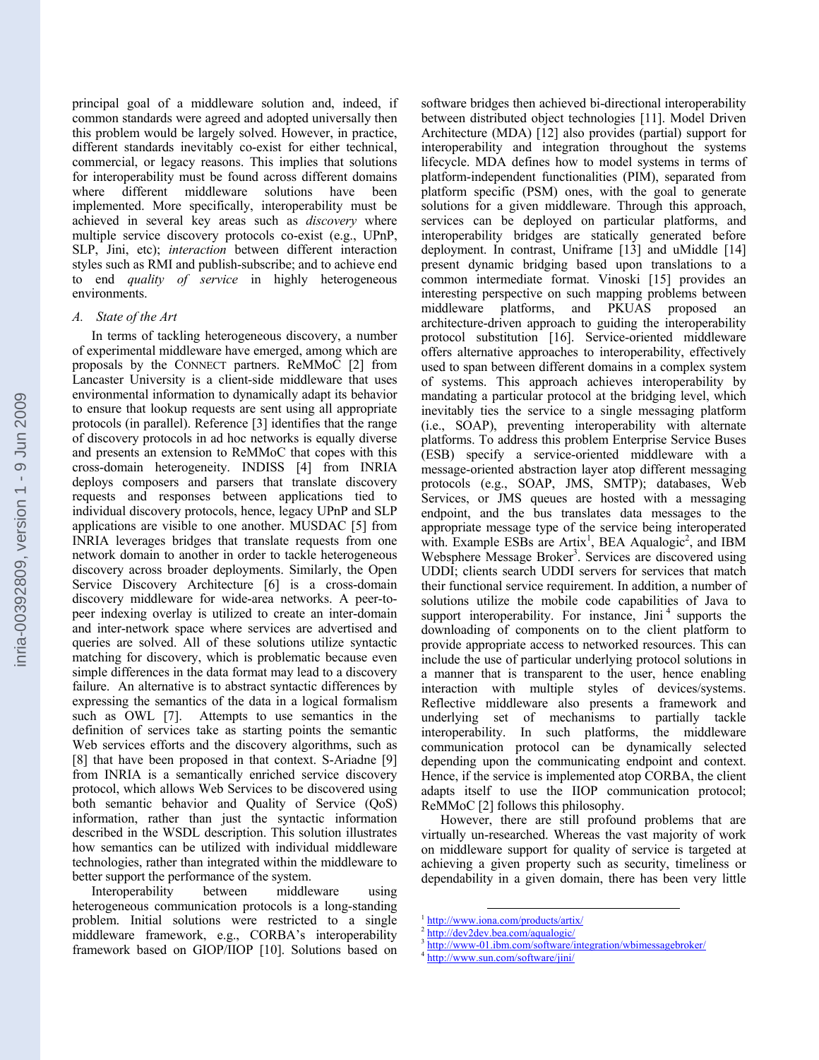principal goal of a middleware solution and, indeed, if common standards were agreed and adopted universally then this problem would be largely solved. However, in practice, different standards inevitably co-exist for either technical, commercial, or legacy reasons. This implies that solutions for interoperability must be found across different domains where different middleware solutions have been implemented. More specifically, interoperability must be achieved in several key areas such as *discovery* where multiple service discovery protocols co-exist (e.g., UPnP, SLP, Jini, etc); *interaction* between different interaction styles such as RMI and publish-subscribe; and to achieve end to end *quality of service* in highly heterogeneous environments.

### A. State of the Art

In terms of tackling heterogeneous discovery, a number of experimental middleware have emerged, among which are proposals by the CONNECT partners. ReMMoC [2] from Lancaster University is a client-side middleware that uses environmental information to dynamically adapt its behavior to ensure that lookup requests are sent using all appropriate protocols (in parallel). Reference [3] identifies that the range of discovery protocols in ad hoc networks is equally diverse and presents an extension to ReMMoC that copes with this cross-domain heterogeneity. INDISS [4] from INRIA deploys composers and parsers that translate discovery requests and responses between applications tied to individual discovery protocols, hence, legacy UPnP and SLP applications are visible to one another. MUSDAC [5] from INRIA leverages bridges that translate requests from one network domain to another in order to tackle heterogeneous discovery across broader deployments. Similarly, the Open Service Discovery Architecture [6] is a cross-domain discovery middleware for wide-area networks. A peer-to-peer indexing overlay is utilized to create an inter-domain and inter-network space where services are advertised and queries are solved. All of these solutions utilize syntactic matching for discovery, which is problematic because even simple differences in the data format may lead to a discovery failure. An alternative is to abstract syntactic differences by expressing the semantics of the data in a logical formalism such as OWL [7]. Attempts to use semantics in the definition of services take as starting points the semantic Web services efforts and the discovery algorithms, such as [8] that have been proposed in that context. S-Ariadne [9] from INRIA is a semantically enriched service discovery protocol, which allows Web Services to be discovered using both semantic behavior and Quality of Service (QoS) information, rather than just the syntactic information described in the WSDL description. This solution illustrates how semantics can be utilized with individual middleware technologies, rather than integrated within the middleware to better support the performance of the system.

Interoperability between middleware using heterogeneous communication protocols is a long-standing problem. Initial solutions were restricted to a single middleware framework, e.g., CORBA's interoperability framework based on GIOP/IIOP [10]. Solutions based on software bridges then achieved bi-directional interoperability between distributed object technologies [11]. Model Driven Architecture (MDA) [12] also provides (partial) support for interoperability and integration throughout the systems lifecycle. MDA defines how to model systems in terms of platform-independent functionalities (PIM), separated from platform specific (PSM) ones, with the goal to generate solutions for a given middleware. Through this approach, services can be deployed on particular platforms, and interoperability bridges are statically generated before deployment. In contrast, Uniframe [13] and uMiddle [14] present dynamic bridging based upon translations to a common intermediate format. Vinoski [15] provides an interesting perspective on such mapping problems between middleware platforms, and PKUAS proposed an architecture-driven approach to guiding the interoperability protocol substitution [16]. Service-oriented middleware offers alternative approaches to interoperability, effectively used to span between different domains in a complex system of systems. This approach achieves interoperability by mandating a particular protocol at the bridging level, which inevitably ties the service to a single messaging platform (i.e., SOAP), preventing interoperability with alternate platforms. To address this problem Enterprise Service Buses (ESB) specify a service-oriented middleware with a message-oriented abstraction layer atop different messaging protocols (e.g., SOAP, JMS, SMTP); databases, Web Services, or JMS queues are hosted with a messaging endpoint, and the bus translates data messages to the appropriate message type of the service being interoperated with. Example ESBs are Artix[1], BEA Aqualogic[2], and IBM Websphere Message Broker[3]. Services are discovered using UDDI; clients search UDDI servers for services that match their functional service requirement. In addition, a number of solutions utilize the mobile code capabilities of Java to support interoperability. For instance, Jini[4] supports the downloading of components on to the client platform to provide appropriate access to networked resources. This can include the use of particular underlying protocol solutions in a manner that is transparent to the user, hence enabling interaction with multiple styles of devices/systems. Reflective middleware also presents a framework and underlying set of mechanisms to partially tackle interoperability. In such platforms, the middleware communication protocol can be dynamically selected depending upon the communicating endpoint and context. Hence, if the service is implemented atop CORBA, the client adapts itself to use the IIOP communication protocol; ReMMoC [2] follows this philosophy.

However, there are still profound problems that are virtually un-researched. Whereas the vast majority of work on middleware support for quality of service is targeted at achieving a given property such as security, timeliness or dependability in a given domain, there has been very little

---

[1] http://www.iona.com/products/artix/
[2] http://dev2dev.bea.com/aqualogic/
[3] http://www-01.ibm.com/software/integration/wbimessagebroker/
[4] http://www.sun.com/software/jini/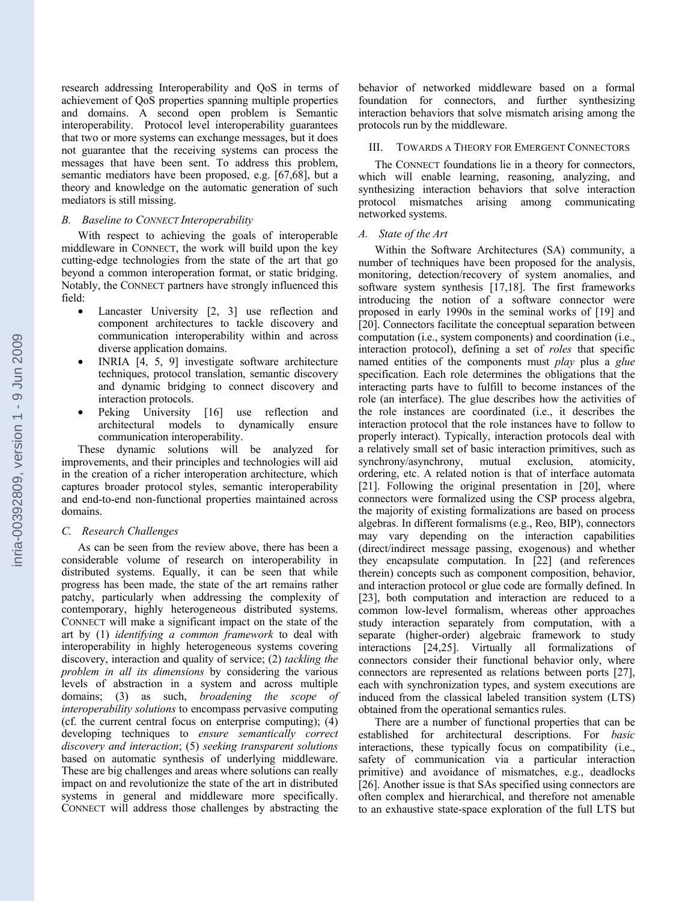research addressing Interoperability and QoS in terms of achievement of QoS properties spanning multiple properties and domains. A second open problem is Semantic interoperability. Protocol level interoperability guarantees that two or more systems can exchange messages, but it does not guarantee that the receiving systems can process the messages that have been sent. To address this problem, semantic mediators have been proposed, e.g. [67,68], but a theory and knowledge on the automatic generation of such mediators is still missing.

### *B. Baseline to CONNECT Interoperability*

With respect to achieving the goals of interoperable middleware in CONNECT, the work will build upon the key cutting-edge technologies from the state of the art that go beyond a common interoperation format, or static bridging. Notably, the CONNECT partners have strongly influenced this field:

- Lancaster University [2, 3] use reflection and component architectures to tackle discovery and communication interoperability within and across diverse application domains.
- INRIA [4, 5, 9] investigate software architecture techniques, protocol translation, semantic discovery and dynamic bridging to connect discovery and interaction protocols.
- Peking University [16] use reflection and architectural models to dynamically ensure communication interoperability.

These dynamic solutions will be analyzed for improvements, and their principles and technologies will aid in the creation of a richer interoperation architecture, which captures broader protocol styles, semantic interoperability and end-to-end non-functional properties maintained across domains.

### *C. Research Challenges*

As can be seen from the review above, there has been a considerable volume of research on interoperability in distributed systems. Equally, it can be seen that while progress has been made, the state of the art remains rather patchy, particularly when addressing the complexity of contemporary, highly heterogeneous distributed systems. CONNECT will make a significant impact on the state of the art by (1) *identifying a common framework* to deal with interoperability in highly heterogeneous systems covering discovery, interaction and quality of service; (2) *tackling the problem in all its dimensions* by considering the various levels of abstraction in a system and across multiple domains; (3) as such, *broadening the scope of interoperability solutions* to encompass pervasive computing (cf. the current central focus on enterprise computing); (4) developing techniques to *ensure semantically correct discovery and interaction*; (5) *seeking transparent solutions* based on automatic synthesis of underlying middleware. These are big challenges and areas where solutions can really impact on and revolutionize the state of the art in distributed systems in general and middleware more specifically. CONNECT will address those challenges by abstracting the behavior of networked middleware based on a formal foundation for connectors, and further synthesizing interaction behaviors that solve mismatch arising among the protocols run by the middleware.

## III. TOWARDS A THEORY FOR EMERGENT CONNECTORS

The CONNECT foundations lie in a theory for connectors, which will enable learning, reasoning, analyzing, and synthesizing interaction behaviors that solve interaction protocol mismatches arising among communicating networked systems.

### *A. State of the Art*

Within the Software Architectures (SA) community, a number of techniques have been proposed for the analysis, monitoring, detection/recovery of system anomalies, and software system synthesis [17,18]. The first frameworks introducing the notion of a software connector were proposed in early 1990s in the seminal works of [19] and [20]. Connectors facilitate the conceptual separation between computation (i.e., system components) and coordination (i.e., interaction protocol), defining a set of *roles* that specific named entities of the components must *play* plus a *glue* specification. Each role determines the obligations that the interacting parts have to fulfill to become instances of the role (an interface). The glue describes how the activities of the role instances are coordinated (i.e., it describes the interaction protocol that the role instances have to follow to properly interact). Typically, interaction protocols deal with a relatively small set of basic interaction primitives, such as synchrony/asynchrony, mutual exclusion, atomicity, ordering, etc. A related notion is that of interface automata [21]. Following the original presentation in [20], where connectors were formalized using the CSP process algebra, the majority of existing formalizations are based on process algebras. In different formalisms (e.g., Reo, BIP), connectors may vary depending on the interaction capabilities (direct/indirect message passing, exogenous) and whether they encapsulate computation. In [22] (and references therein) concepts such as component composition, behavior, and interaction protocol or glue code are formally defined. In [23], both computation and interaction are reduced to a common low-level formalism, whereas other approaches study interaction separately from computation, with a separate (higher-order) algebraic framework to study interactions [24,25]. Virtually all formalizations of connectors consider their functional behavior only, where connectors are represented as relations between ports [27], each with synchronization types, and system executions are induced from the classical labeled transition system (LTS) obtained from the operational semantics rules.

There are a number of functional properties that can be established for architectural descriptions. For *basic* interactions, these typically focus on compatibility (i.e., safety of communication via a particular interaction primitive) and avoidance of mismatches, e.g., deadlocks [26]. Another issue is that SAs specified using connectors are often complex and hierarchical, and therefore not amenable to an exhaustive state-space exploration of the full LTS but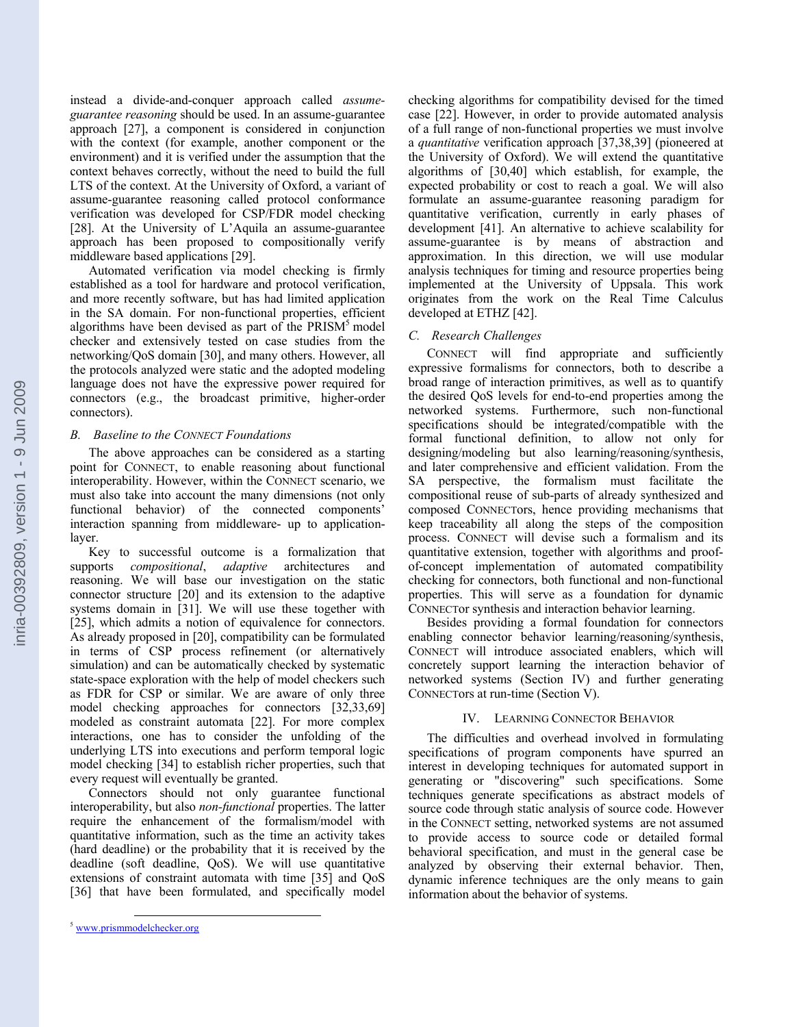instead a divide-and-conquer approach called *assume-guarantee reasoning* should be used. In an assume-guarantee approach [27], a component is considered in conjunction with the context (for example, another component or the environment) and it is verified under the assumption that the context behaves correctly, without the need to build the full LTS of the context. At the University of Oxford, a variant of assume-guarantee reasoning called protocol conformance verification was developed for CSP/FDR model checking [28]. At the University of L'Aquila an assume-guarantee approach has been proposed to compositionally verify middleware based applications [29].

Automated verification via model checking is firmly established as a tool for hardware and protocol verification, and more recently software, but has had limited application in the SA domain. For non-functional properties, efficient algorithms have been devised as part of the PRISM[5] model checker and extensively tested on case studies from the networking/QoS domain [30], and many others. However, all the protocols analyzed were static and the adopted modeling language does not have the expressive power required for connectors (e.g., the broadcast primitive, higher-order connectors).

### B. Baseline to the CONNECT Foundations

The above approaches can be considered as a starting point for CONNECT, to enable reasoning about functional interoperability. However, within the CONNECT scenario, we must also take into account the many dimensions (not only functional behavior) of the connected components' interaction spanning from middleware- up to application-layer.

Key to successful outcome is a formalization that supports *compositional*, *adaptive* architectures and reasoning. We will base our investigation on the static connector structure [20] and its extension to the adaptive systems domain in [31]. We will use these together with [25], which admits a notion of equivalence for connectors. As already proposed in [20], compatibility can be formulated in terms of CSP process refinement (or alternatively simulation) and can be automatically checked by systematic state-space exploration with the help of model checkers such as FDR for CSP or similar. We are aware of only three model checking approaches for connectors [32,33,69] modeled as constraint automata [22]. For more complex interactions, one has to consider the unfolding of the underlying LTS into executions and perform temporal logic model checking [34] to establish richer properties, such that every request will eventually be granted.

Connectors should not only guarantee functional interoperability, but also *non-functional* properties. The latter require the enhancement of the formalism/model with quantitative information, such as the time an activity takes (hard deadline) or the probability that it is received by the deadline (soft deadline, QoS). We will use quantitative extensions of constraint automata with time [35] and QoS [36] that have been formulated, and specifically model checking algorithms for compatibility devised for the timed case [22]. However, in order to provide automated analysis of a full range of non-functional properties we must involve a *quantitative* verification approach [37,38,39] (pioneered at the University of Oxford). We will extend the quantitative algorithms of [30,40] which establish, for example, the expected probability or cost to reach a goal. We will also formulate an assume-guarantee reasoning paradigm for quantitative verification, currently in early phases of development [41]. An alternative to achieve scalability for assume-guarantee is by means of abstraction and approximation. In this direction, we will use modular analysis techniques for timing and resource properties being implemented at the University of Uppsala. This work originates from the work on the Real Time Calculus developed at ETHZ [42].

### C. Research Challenges

CONNECT will find appropriate and sufficiently expressive formalisms for connectors, both to describe a broad range of interaction primitives, as well as to quantify the desired QoS levels for end-to-end properties among the networked systems. Furthermore, such non-functional specifications should be integrated/compatible with the formal functional definition, to allow not only for designing/modeling but also learning/reasoning/synthesis, and later comprehensive and efficient validation. From the SA perspective, the formalism must facilitate the compositional reuse of sub-parts of already synthesized and composed CONNECTors, hence providing mechanisms that keep traceability all along the steps of the composition process. CONNECT will devise such a formalism and its quantitative extension, together with algorithms and proof-of-concept implementation of automated compatibility checking for connectors, both functional and non-functional properties. This will serve as a foundation for dynamic CONNECTor synthesis and interaction behavior learning.

Besides providing a formal foundation for connectors enabling connector behavior learning/reasoning/synthesis, CONNECT will introduce associated enablers, which will concretely support learning the interaction behavior of networked systems (Section IV) and further generating CONNECTors at run-time (Section V).

## IV. LEARNING CONNECTOR BEHAVIOR

The difficulties and overhead involved in formulating specifications of program components have spurred an interest in developing techniques for automated support in generating or "discovering" such specifications. Some techniques generate specifications as abstract models of source code through static analysis of source code. However in the CONNECT setting, networked systems are not assumed to provide access to source code or detailed formal behavioral specification, and must in the general case be analyzed by observing their external behavior. Then, dynamic inference techniques are the only means to gain information about the behavior of systems.

[5] www.prismmodelchecker.org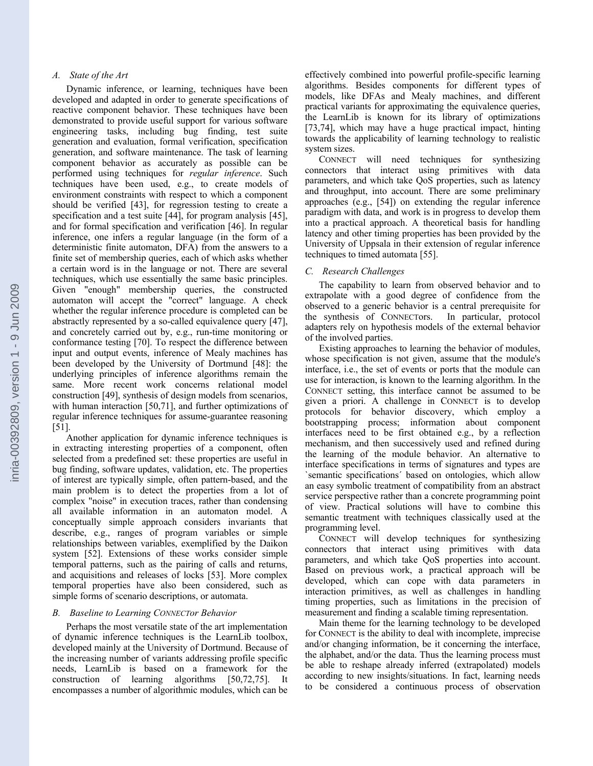### A. State of the Art

Dynamic inference, or learning, techniques have been developed and adapted in order to generate specifications of reactive component behavior. These techniques have been demonstrated to provide useful support for various software engineering tasks, including bug finding, test suite generation and evaluation, formal verification, specification generation, and software maintenance. The task of learning component behavior as accurately as possible can be performed using techniques for *regular inference*. Such techniques have been used, e.g., to create models of environment constraints with respect to which a component should be verified [43], for regression testing to create a specification and a test suite [44], for program analysis [45], and for formal specification and verification [46]. In regular inference, one infers a regular language (in the form of a deterministic finite automaton, DFA) from the answers to a finite set of membership queries, each of which asks whether a certain word is in the language or not. There are several techniques, which use essentially the same basic principles. Given "enough" membership queries, the constructed automaton will accept the "correct" language. A check whether the regular inference procedure is completed can be abstractly represented by a so-called equivalence query [47], and concretely carried out by, e.g., run-time monitoring or conformance testing [70]. To respect the difference between input and output events, inference of Mealy machines has been developed by the University of Dortmund [48]: the underlying principles of inference algorithms remain the same. More recent work concerns relational model construction [49], synthesis of design models from scenarios, with human interaction [50,71], and further optimizations of regular inference techniques for assume-guarantee reasoning [51].

Another application for dynamic inference techniques is in extracting interesting properties of a component, often selected from a predefined set: these properties are useful in bug finding, software updates, validation, etc. The properties of interest are typically simple, often pattern-based, and the main problem is to detect the properties from a lot of complex "noise" in execution traces, rather than condensing all available information in an automaton model. A conceptually simple approach considers invariants that describe, e.g., ranges of program variables or simple relationships between variables, exemplified by the Daikon system [52]. Extensions of these works consider simple temporal patterns, such as the pairing of calls and returns, and acquisitions and releases of locks [53]. More complex temporal properties have also been considered, such as simple forms of scenario descriptions, or automata.

### B. Baseline to Learning CONNECTor Behavior

Perhaps the most versatile state of the art implementation of dynamic inference techniques is the LearnLib toolbox, developed mainly at the University of Dortmund. Because of the increasing number of variants addressing profile specific needs, LearnLib is based on a framework for the construction of learning algorithms [50,72,75]. It encompasses a number of algorithmic modules, which can be effectively combined into powerful profile-specific learning algorithms. Besides components for different types of models, like DFAs and Mealy machines, and different practical variants for approximating the equivalence queries, the LearnLib is known for its library of optimizations [73,74], which may have a huge practical impact, hinting towards the applicability of learning technology to realistic system sizes.

CONNECT will need techniques for synthesizing connectors that interact using primitives with data parameters, and which take QoS properties, such as latency and throughput, into account. There are some preliminary approaches (e.g., [54]) on extending the regular inference paradigm with data, and work is in progress to develop them into a practical approach. A theoretical basis for handling latency and other timing properties has been provided by the University of Uppsala in their extension of regular inference techniques to timed automata [55].

### C. Research Challenges

The capability to learn from observed behavior and to extrapolate with a good degree of confidence from the observed to a generic behavior is a central prerequisite for the synthesis of CONNECTors. In particular, protocol adapters rely on hypothesis models of the external behavior of the involved parties.

Existing approaches to learning the behavior of modules, whose specification is not given, assume that the module's interface, i.e., the set of events or ports that the module can use for interaction, is known to the learning algorithm. In the CONNECT setting, this interface cannot be assumed to be given a priori. A challenge in CONNECT is to develop protocols for behavior discovery, which employ a bootstrapping process; information about component interfaces need to be first obtained e.g., by a reflection mechanism, and then successively used and refined during the learning of the module behavior. An alternative to interface specifications in terms of signatures and types are `semantic specifications´ based on ontologies, which allow an easy symbolic treatment of compatibility from an abstract service perspective rather than a concrete programming point of view. Practical solutions will have to combine this semantic treatment with techniques classically used at the programming level.

CONNECT will develop techniques for synthesizing connectors that interact using primitives with data parameters, and which take QoS properties into account. Based on previous work, a practical approach will be developed, which can cope with data parameters in interaction primitives, as well as challenges in handling timing properties, such as limitations in the precision of measurement and finding a scalable timing representation.

Main theme for the learning technology to be developed for CONNECT is the ability to deal with incomplete, imprecise and/or changing information, be it concerning the interface, the alphabet, and/or the data. Thus the learning process must be able to reshape already inferred (extrapolated) models according to new insights/situations. In fact, learning needs to be considered a continuous process of observation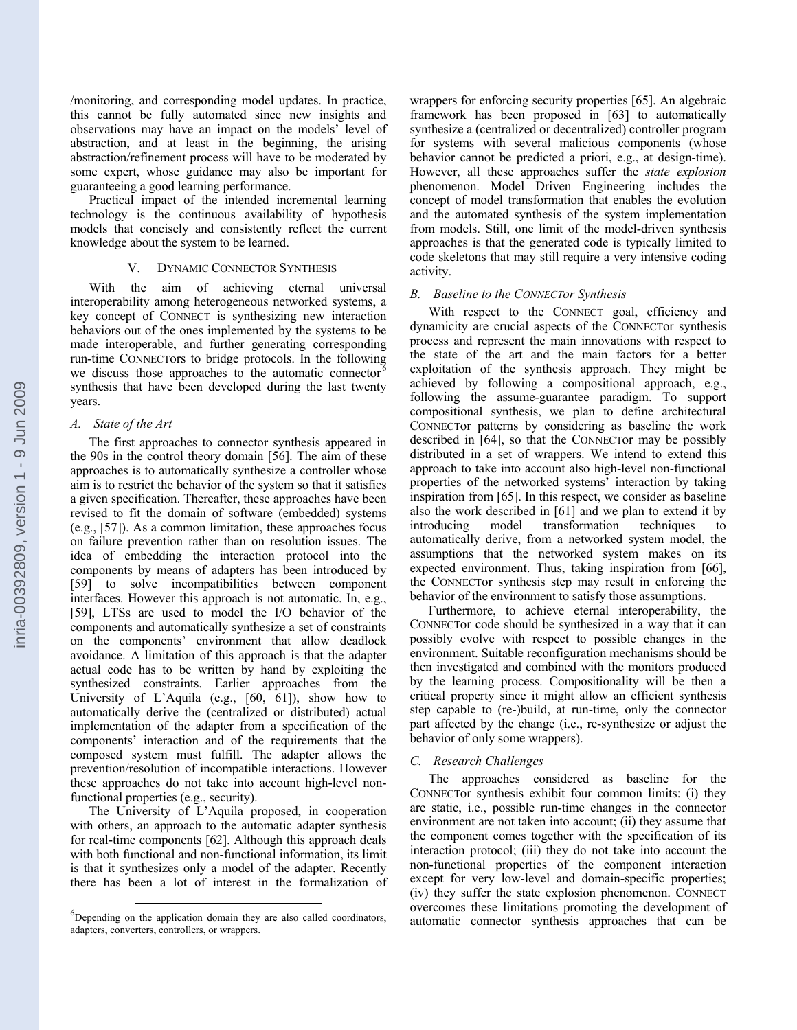/monitoring, and corresponding model updates. In practice, this cannot be fully automated since new insights and observations may have an impact on the models' level of abstraction, and at least in the beginning, the arising abstraction/refinement process will have to be moderated by some expert, whose guidance may also be important for guaranteeing a good learning performance.

Practical impact of the intended incremental learning technology is the continuous availability of hypothesis models that concisely and consistently reflect the current knowledge about the system to be learned.

## V. DYNAMIC CONNECTOR SYNTHESIS

With the aim of achieving eternal universal interoperability among heterogeneous networked systems, a key concept of CONNECT is synthesizing new interaction behaviors out of the ones implemented by the systems to be made interoperable, and further generating corresponding run-time CONNECTors to bridge protocols. In the following we discuss those approaches to the automatic connector[6] synthesis that have been developed during the last twenty years.

### A. State of the Art

The first approaches to connector synthesis appeared in the 90s in the control theory domain [56]. The aim of these approaches is to automatically synthesize a controller whose aim is to restrict the behavior of the system so that it satisfies a given specification. Thereafter, these approaches have been revised to fit the domain of software (embedded) systems (e.g., [57]). As a common limitation, these approaches focus on failure prevention rather than on resolution issues. The idea of embedding the interaction protocol into the components by means of adapters has been introduced by [59] to solve incompatibilities between component interfaces. However this approach is not automatic. In, e.g., [59], LTSs are used to model the I/O behavior of the components and automatically synthesize a set of constraints on the components' environment that allow deadlock avoidance. A limitation of this approach is that the adapter actual code has to be written by hand by exploiting the synthesized constraints. Earlier approaches from the University of L'Aquila (e.g., [60, 61]), show how to automatically derive the (centralized or distributed) actual implementation of the adapter from a specification of the components' interaction and of the requirements that the composed system must fulfill. The adapter allows the prevention/resolution of incompatible interactions. However these approaches do not take into account high-level non-functional properties (e.g., security).

The University of L'Aquila proposed, in cooperation with others, an approach to the automatic adapter synthesis for real-time components [62]. Although this approach deals with both functional and non-functional information, its limit is that it synthesizes only a model of the adapter. Recently there has been a lot of interest in the formalization of wrappers for enforcing security properties [65]. An algebraic framework has been proposed in [63] to automatically synthesize a (centralized or decentralized) controller program for systems with several malicious components (whose behavior cannot be predicted a priori, e.g., at design-time). However, all these approaches suffer the *state explosion* phenomenon. Model Driven Engineering includes the concept of model transformation that enables the evolution and the automated synthesis of the system implementation from models. Still, one limit of the model-driven synthesis approaches is that the generated code is typically limited to code skeletons that may still require a very intensive coding activity.

### B. Baseline to the CONNECTor Synthesis

With respect to the CONNECT goal, efficiency and dynamicity are crucial aspects of the CONNECTor synthesis process and represent the main innovations with respect to the state of the art and the main factors for a better exploitation of the synthesis approach. They might be achieved by following a compositional approach, e.g., following the assume-guarantee paradigm. To support compositional synthesis, we plan to define architectural CONNECTor patterns by considering as baseline the work described in [64], so that the CONNECTor may be possibly distributed in a set of wrappers. We intend to extend this approach to take into account also high-level non-functional properties of the networked systems' interaction by taking inspiration from [65]. In this respect, we consider as baseline also the work described in [61] and we plan to extend it by introducing model transformation techniques to automatically derive, from a networked system model, the assumptions that the networked system makes on its expected environment. Thus, taking inspiration from [66], the CONNECTor synthesis step may result in enforcing the behavior of the environment to satisfy those assumptions.

Furthermore, to achieve eternal interoperability, the CONNECTor code should be synthesized in a way that it can possibly evolve with respect to possible changes in the environment. Suitable reconfiguration mechanisms should be then investigated and combined with the monitors produced by the learning process. Compositionality will be then a critical property since it might allow an efficient synthesis step capable to (re-)build, at run-time, only the connector part affected by the change (i.e., re-synthesize or adjust the behavior of only some wrappers).

### C. Research Challenges

The approaches considered as baseline for the CONNECTor synthesis exhibit four common limits: (i) they are static, i.e., possible run-time changes in the connector environment are not taken into account; (ii) they assume that the component comes together with the specification of its interaction protocol; (iii) they do not take into account the non-functional properties of the component interaction except for very low-level and domain-specific properties; (iv) they suffer the state explosion phenomenon. CONNECT overcomes these limitations promoting the development of automatic connector synthesis approaches that can be

[6] Depending on the application domain they are also called coordinators, adapters, converters, controllers, or wrappers.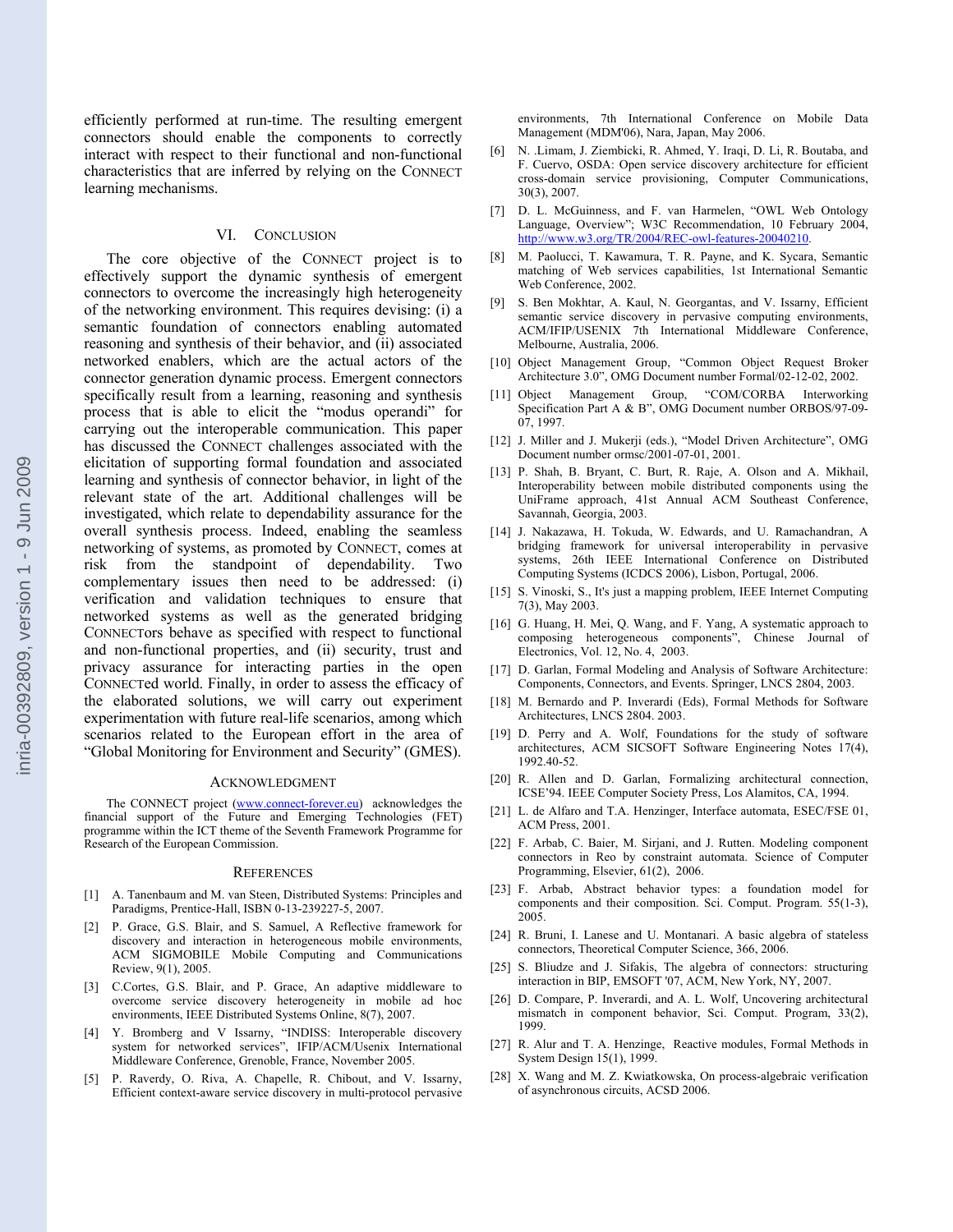efficiently performed at run-time. The resulting emergent connectors should enable the components to correctly interact with respect to their functional and non-functional characteristics that are inferred by relying on the CONNECT learning mechanisms.

## VI. CONCLUSION

The core objective of the CONNECT project is to effectively support the dynamic synthesis of emergent connectors to overcome the increasingly high heterogeneity of the networking environment. This requires devising: (i) a semantic foundation of connectors enabling automated reasoning and synthesis of their behavior, and (ii) associated networked enablers, which are the actual actors of the connector generation dynamic process. Emergent connectors specifically result from a learning, reasoning and synthesis process that is able to elicit the "modus operandi" for carrying out the interoperable communication. This paper has discussed the CONNECT challenges associated with the elicitation of supporting formal foundation and associated learning and synthesis of connector behavior, in light of the relevant state of the art. Additional challenges will be investigated, which relate to dependability assurance for the overall synthesis process. Indeed, enabling the seamless networking of systems, as promoted by CONNECT, comes at risk from the standpoint of dependability. Two complementary issues then need to be addressed: (i) verification and validation techniques to ensure that networked systems as well as the generated bridging CONNECTors behave as specified with respect to functional and non-functional properties, and (ii) security, trust and privacy assurance for interacting parties in the open CONNECTed world. Finally, in order to assess the efficacy of the elaborated solutions, we will carry out experiment experimentation with future real-life scenarios, among which scenarios related to the European effort in the area of "Global Monitoring for Environment and Security" (GMES).

## ACKNOWLEDGMENT

The CONNECT project (www.connect-forever.eu) acknowledges the financial support of the Future and Emerging Technologies (FET) programme within the ICT theme of the Seventh Framework Programme for Research of the European Commission.

## REFERENCES

[1] A. Tanenbaum and M. van Steen, Distributed Systems: Principles and Paradigms, Prentice-Hall, ISBN 0-13-239227-5, 2007.

[2] P. Grace, G.S. Blair, and S. Samuel, A Reflective framework for discovery and interaction in heterogeneous mobile environments, ACM SIGMOBILE Mobile Computing and Communications Review, 9(1), 2005.

[3] C.Cortes, G.S. Blair, and P. Grace, An adaptive middleware to overcome service discovery heterogeneity in mobile ad hoc environments, IEEE Distributed Systems Online, 8(7), 2007.

[4] Y. Bromberg and V Issarny, "INDISS: Interoperable discovery system for networked services", IFIP/ACM/Usenix International Middleware Conference, Grenoble, France, November 2005.

[5] P. Raverdy, O. Riva, A. Chapelle, R. Chibout, and V. Issarny, Efficient context-aware service discovery in multi-protocol pervasive environments, 7th International Conference on Mobile Data Management (MDM'06), Nara, Japan, May 2006.

[6] N. .Limam, J. Ziembicki, R. Ahmed, Y. Iraqi, D. Li, R. Boutaba, and F. Cuervo, OSDA: Open service discovery architecture for efficient cross-domain service provisioning, Computer Communications, 30(3), 2007.

[7] D. L. McGuinness, and F. van Harmelen, "OWL Web Ontology Language, Overview"; W3C Recommendation, 10 February 2004, http://www.w3.org/TR/2004/REC-owl-features-20040210.

[8] M. Paolucci, T. Kawamura, T. R. Payne, and K. Sycara, Semantic matching of Web services capabilities, 1st International Semantic Web Conference, 2002.

[9] S. Ben Mokhtar, A. Kaul, N. Georgantas, and V. Issarny, Efficient semantic service discovery in pervasive computing environments, ACM/IFIP/USENIX 7th International Middleware Conference, Melbourne, Australia, 2006.

[10] Object Management Group, "Common Object Request Broker Architecture 3.0", OMG Document number Formal/02-12-02, 2002.

[11] Object Management Group, "COM/CORBA Interworking Specification Part A & B", OMG Document number ORBOS/97-09-07, 1997.

[12] J. Miller and J. Mukerji (eds.), "Model Driven Architecture", OMG Document number ormsc/2001-07-01, 2001.

[13] P. Shah, B. Bryant, C. Burt, R. Raje, A. Olson and A. Mikhail, Interoperability between mobile distributed components using the UniFrame approach, 41st Annual ACM Southeast Conference, Savannah, Georgia, 2003.

[14] J. Nakazawa, H. Tokuda, W. Edwards, and U. Ramachandran, A bridging framework for universal interoperability in pervasive systems, 26th IEEE International Conference on Distributed Computing Systems (ICDCS 2006), Lisbon, Portugal, 2006.

[15] S. Vinoski, S., It's just a mapping problem, IEEE Internet Computing 7(3), May 2003.

[16] G. Huang, H. Mei, Q. Wang, and F. Yang, A systematic approach to composing heterogeneous components", Chinese Journal of Electronics, Vol. 12, No. 4, 2003.

[17] D. Garlan, Formal Modeling and Analysis of Software Architecture: Components, Connectors, and Events. Springer, LNCS 2804, 2003.

[18] M. Bernardo and P. Inverardi (Eds), Formal Methods for Software Architectures, LNCS 2804. 2003.

[19] D. Perry and A. Wolf, Foundations for the study of software architectures, ACM SICSOFT Software Engineering Notes 17(4), 1992.40-52.

[20] R. Allen and D. Garlan, Formalizing architectural connection, ICSE'94. IEEE Computer Society Press, Los Alamitos, CA, 1994.

[21] L. de Alfaro and T.A. Henzinger, Interface automata, ESEC/FSE 01, ACM Press, 2001.

[22] F. Arbab, C. Baier, M. Sirjani, and J. Rutten. Modeling component connectors in Reo by constraint automata. Science of Computer Programming, Elsevier, 61(2), 2006.

[23] F. Arbab, Abstract behavior types: a foundation model for components and their composition. Sci. Comput. Program. 55(1-3), 2005.

[24] R. Bruni, I. Lanese and U. Montanari. A basic algebra of stateless connectors, Theoretical Computer Science, 366, 2006.

[25] S. Bliudze and J. Sifakis, The algebra of connectors: structuring interaction in BIP, EMSOFT '07, ACM, New York, NY, 2007.

[26] D. Compare, P. Inverardi, and A. L. Wolf, Uncovering architectural mismatch in component behavior, Sci. Comput. Program, 33(2), 1999.

[27] R. Alur and T. A. Henzinge, Reactive modules, Formal Methods in System Design 15(1), 1999.

[28] X. Wang and M. Z. Kwiatkowska, On process-algebraic verification of asynchronous circuits, ACSD 2006.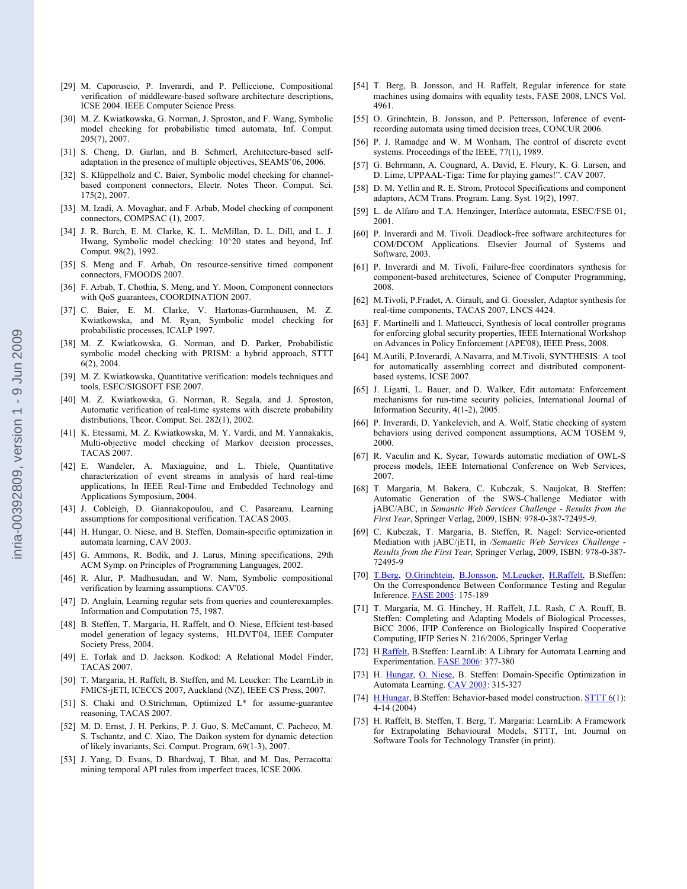[29] M. Caporuscio, P. Inverardi, and P. Pelliccione, Compositional verification of middleware-based software architecture descriptions, ICSE 2004. IEEE Computer Science Press.

[30] M. Z. Kwiatkowska, G. Norman, J. Sproston, and F. Wang, Symbolic model checking for probabilistic timed automata, Inf. Comput. 205(7), 2007.

[31] S. Cheng, D. Garlan, and B. Schmerl, Architecture-based self-adaptation in the presence of multiple objectives, SEAMS'06, 2006.

[32] S. Klüppelholz and C. Baier, Symbolic model checking for channel-based component connectors, Electr. Notes Theor. Comput. Sci. 175(2), 2007.

[33] M. Izadi, A. Movaghar, and F. Arbab, Model checking of component connectors, COMPSAC (1), 2007.

[34] J. R. Burch, E. M. Clarke, K. L. McMillan, D. L. Dill, and L. J. Hwang, Symbolic model checking: 10^20 states and beyond, Inf. Comput. 98(2), 1992.

[35] S. Meng and F. Arbab, On resource-sensitive timed component connectors, FMOODS 2007.

[36] F. Arbab, T. Chothia, S. Meng, and Y. Moon, Component connectors with QoS guarantees, COORDINATION 2007.

[37] C. Baier, E. M. Clarke, V. Hartonas-Garmhausen, M. Z. Kwiatkowska, and M. Ryan, Symbolic model checking for probabilistic processes, ICALP 1997.

[38] M. Z. Kwiatkowska, G. Norman, and D. Parker, Probabilistic symbolic model checking with PRISM: a hybrid approach, STTT 6(2), 2004.

[39] M. Z. Kwiatkowska, Quantitative verification: models techniques and tools, ESEC/SIGSOFT FSE 2007.

[40] M. Z. Kwiatkowska, G. Norman, R. Segala, and J. Sproston, Automatic verification of real-time systems with discrete probability distributions, Theor. Comput. Sci. 282(1), 2002.

[41] K. Etessami, M. Z. Kwiatkowska, M. Y. Vardi, and M. Yannakakis, Multi-objective model checking of Markov decision processes, TACAS 2007.

[42] E. Wandeler, A. Maxiaguine, and L. Thiele, Quantitative characterization of event streams in analysis of hard real-time applications, In IEEE Real-Time and Embedded Technology and Applications Symposium, 2004.

[43] J. Cobleigh, D. Giannakopoulou, and C. Pasareanu, Learning assumptions for compositional verification. TACAS 2003.

[44] H. Hungar, O. Niese, and B. Steffen, Domain-specific optimization in automata learning, CAV 2003.

[45] G. Ammons, R. Bodik, and J. Larus, Mining specifications, 29th ACM Symp. on Principles of Programming Languages, 2002.

[46] R. Alur, P. Madhusudan, and W. Nam, Symbolic compositional verification by learning assumptions. CAV'05.

[47] D. Angluin, Learning regular sets from queries and counterexamples. Information and Computation 75, 1987.

[48] B. Steffen, T. Margaria, H. Raffelt, and O. Niese, Effcient test-based model generation of legacy systems, HLDVT'04, IEEE Computer Society Press, 2004.

[49] E. Torlak and D. Jackson. Kodkod: A Relational Model Finder, TACAS 2007.

[50] T. Margaria, H. Raffelt, B. Steffen, and M. Leucker: The LearnLib in FMICS-jETI, ICECCS 2007, Auckland (NZ), IEEE CS Press, 2007.

[51] S. Chaki and O.Strichman, Optimized L* for assume-guarantee reasoning, TACAS 2007.

[52] M. D. Ernst, J. H. Perkins, P. J. Guo, S. McCamant, C. Pacheco, M. S. Tschantz, and C. Xiao, The Daikon system for dynamic detection of likely invariants, Sci. Comput. Program, 69(1-3), 2007.

[53] J. Yang, D. Evans, D. Bhardwaj, T. Bhat, and M. Das, Perracotta: mining temporal API rules from imperfect traces, ICSE 2006.

[54] T. Berg, B. Jonsson, and H. Raffelt, Regular inference for state machines using domains with equality tests, FASE 2008, LNCS Vol. 4961.

[55] O. Grinchtein, B. Jonsson, and P. Pettersson, Inference of event-recording automata using timed decision trees, CONCUR 2006.

[56] P. J. Ramadge and W. M Wonham, The control of discrete event systems. Proceedings of the IEEE, 77(1), 1989.

[57] G. Behrmann, A. Cougnard, A. David, E. Fleury, K. G. Larsen, and D. Lime, UPPAAL-Tiga: Time for playing games!". CAV 2007.

[58] D. M. Yellin and R. E. Strom, Protocol Specifications and component adaptors, ACM Trans. Program. Lang. Syst. 19(2), 1997.

[59] L. de Alfaro and T.A. Henzinger, Interface automata, ESEC/FSE 01, 2001.

[60] P. Inverardi and M. Tivoli. Deadlock-free software architectures for COM/DCOM Applications. Elsevier Journal of Systems and Software, 2003.

[61] P. Inverardi and M. Tivoli, Failure-free coordinators synthesis for component-based architectures, Science of Computer Programming, 2008.

[62] M.Tivoli, P.Fradet, A. Girault, and G. Goessler, Adaptor synthesis for real-time components, TACAS 2007, LNCS 4424.

[63] F. Martinelli and I. Matteucci, Synthesis of local controller programs for enforcing global security properties, IEEE International Workshop on Advances in Policy Enforcement (APE'08), IEEE Press, 2008.

[64] M.Autili, P.Inverardi, A.Navarra, and M.Tivoli, SYNTHESIS: A tool for automatically assembling correct and distributed component-based systems, ICSE 2007.

[65] J. Ligatti, L. Bauer, and D. Walker, Edit automata: Enforcement mechanisms for run-time security policies, International Journal of Information Security, 4(1-2), 2005.

[66] P. Inverardi, D. Yankelevich, and A. Wolf, Static checking of system behaviors using derived component assumptions, ACM TOSEM 9, 2000.

[67] R. Vaculin and K. Sycar, Towards automatic mediation of OWL-S process models, IEEE International Conference on Web Services, 2007.

[68] T. Margaria, M. Bakera, C. Kubczak, S. Naujokat, B. Steffen: Automatic Generation of the SWS-Challenge Mediator with jABC/ABC, in *Semantic Web Services Challenge - Results from the First Year*, Springer Verlag, 2009, ISBN: 978-0-387-72495-9.

[69] C. Kubczak, T. Margaria, B. Steffen, R. Nagel: Service-oriented Mediation with jABC/jETI, in */Semantic Web Services Challenge - Results from the First Year,* Springer Verlag, 2009, ISBN: 978-0-387-72495-9

[70] T.Berg, O.Grinchtein, B.Jonsson, M.Leucker, H.Raffelt, B.Steffen: On the Correspondence Between Conformance Testing and Regular Inference. FASE 2005: 175-189

[71] T. Margaria, M. G. Hinchey, H. Raffelt, J.L. Rash, C A. Rouff, B. Steffen: Completing and Adapting Models of Biological Processes, BiCC 2006, IFIP Conference on Biologically Inspired Cooperative Computing, IFIP Series N. 216/2006, Springer Verlag

[72] H.Raffelt, B.Steffen: LearnLib: A Library for Automata Learning and Experimentation. FASE 2006: 377-380

[73] H. Hungar, O. Niese, B. Steffen: Domain-Specific Optimization in Automata Learning. CAV 2003: 315-327

[74] H.Hungar, B.Steffen: Behavior-based model construction. STTT 6(1): 4-14 (2004)

[75] H. Raffelt, B. Steffen, T. Berg, T. Margaria: LearnLib: A Framework for Extrapolating Behavioural Models, STTT, Int. Journal on Software Tools for Technology Transfer (in print).